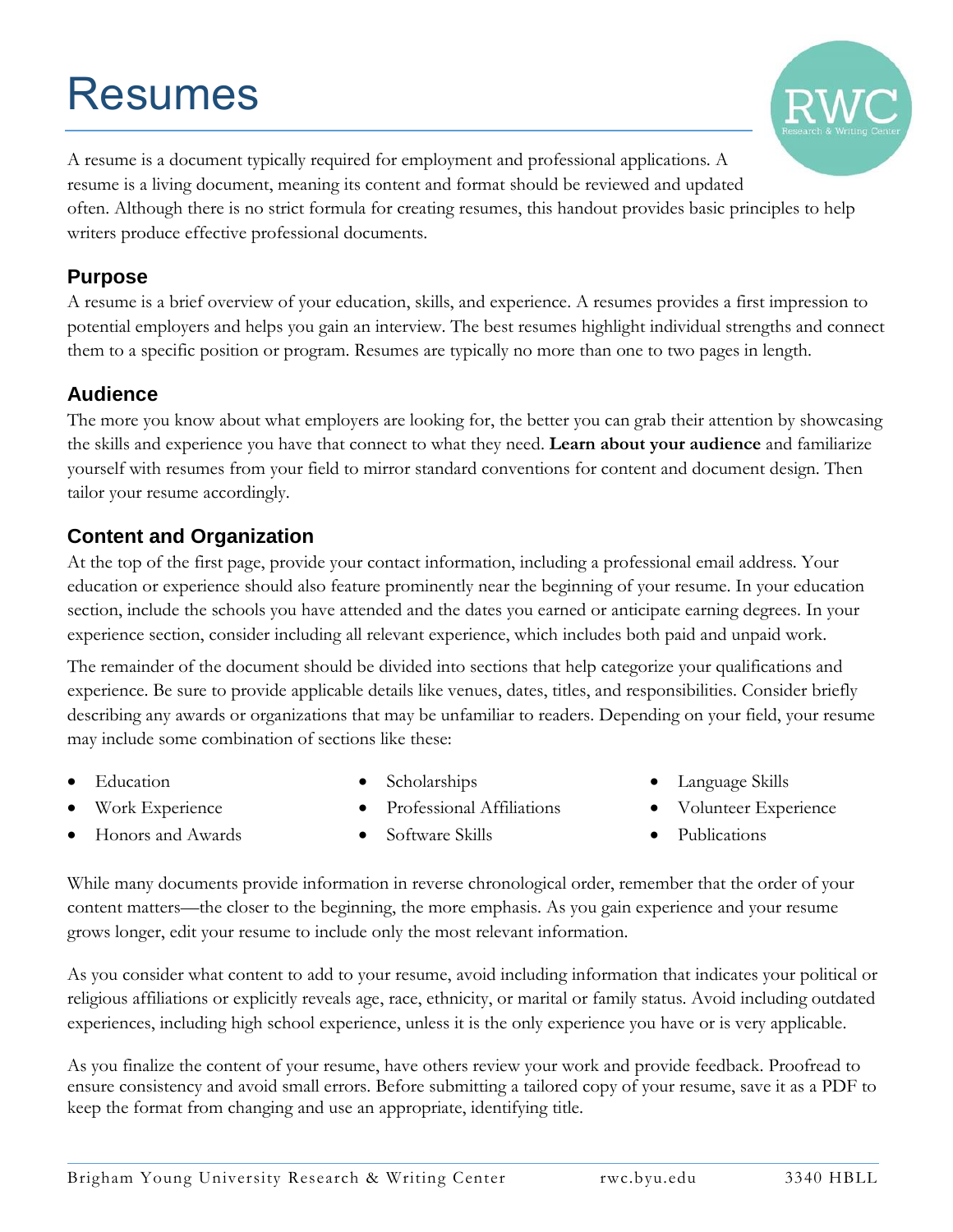# Resumes

A resume is a document typically required for employment and professional applications. A resume is a living document, meaning its content and format should be reviewed and updated often. Although there is no strict formula for creating resumes, this handout provides basic principles to help writers produce effective professional documents.

## Purpose

A resume is a brief overview of your education, skills, and experience. A resumes provides a first impression to potential employers and helps you gain an interview. The best resumes highlight individual strengths and connect them to a specific position or program. Resumes are typically no more than one to two pages in length.

## Audience

The more you know about what employers are looking for, the better you can grab their attention by showcasing the skills and experience you have that connect to what they need. **Learn about your audience** and familiarize yourself with resumes from your field to mirror standard conventions for content and document design. Then tailor your resume accordingly.

## Content and Organization

At the top of the first page, provide your contact information, including a professional email address. Your education or experience should also feature prominently near the beginning of your resume. In your education section, include the schools you have attended and the dates you earned or anticipate earning degrees. In your experience section, consider including all relevant experience, which includes both paid and unpaid work.

The remainder of the document should be divided into sections that help categorize your qualifications and experience. Be sure to provide applicable details like venues, dates, titles, and responsibilities. Consider briefly describing any awards or organizations that may be unfamiliar to readers. Depending on your field, your resume may include some combination of sections like these:

- Education
- Work Experience
- Honors and Awards
- Scholarships
- Professional Affiliations
- Software Skills
- Language Skills
- Volunteer Experience
- Publications

While many documents provide information in reverse chronological order, remember that the order of your content matters—the closer to the beginning, the more emphasis. As you gain experience and your resume grows longer, edit your resume to include only the most relevant information.

As you consider what content to add to your resume, avoid including information that indicates your political or religious affiliations or explicitly reveals age, race, ethnicity, or marital or family status. Avoid including outdated experiences, including high school experience, unless it is the only experience you have or is very applicable.

As you finalize the content of your resume, have others review your work and provide feedback. Proofread to ensure consistency and avoid small errors. Before submitting a tailored copy of your resume, save it as a PDF to keep the format from changing and use an appropriate, identifying title.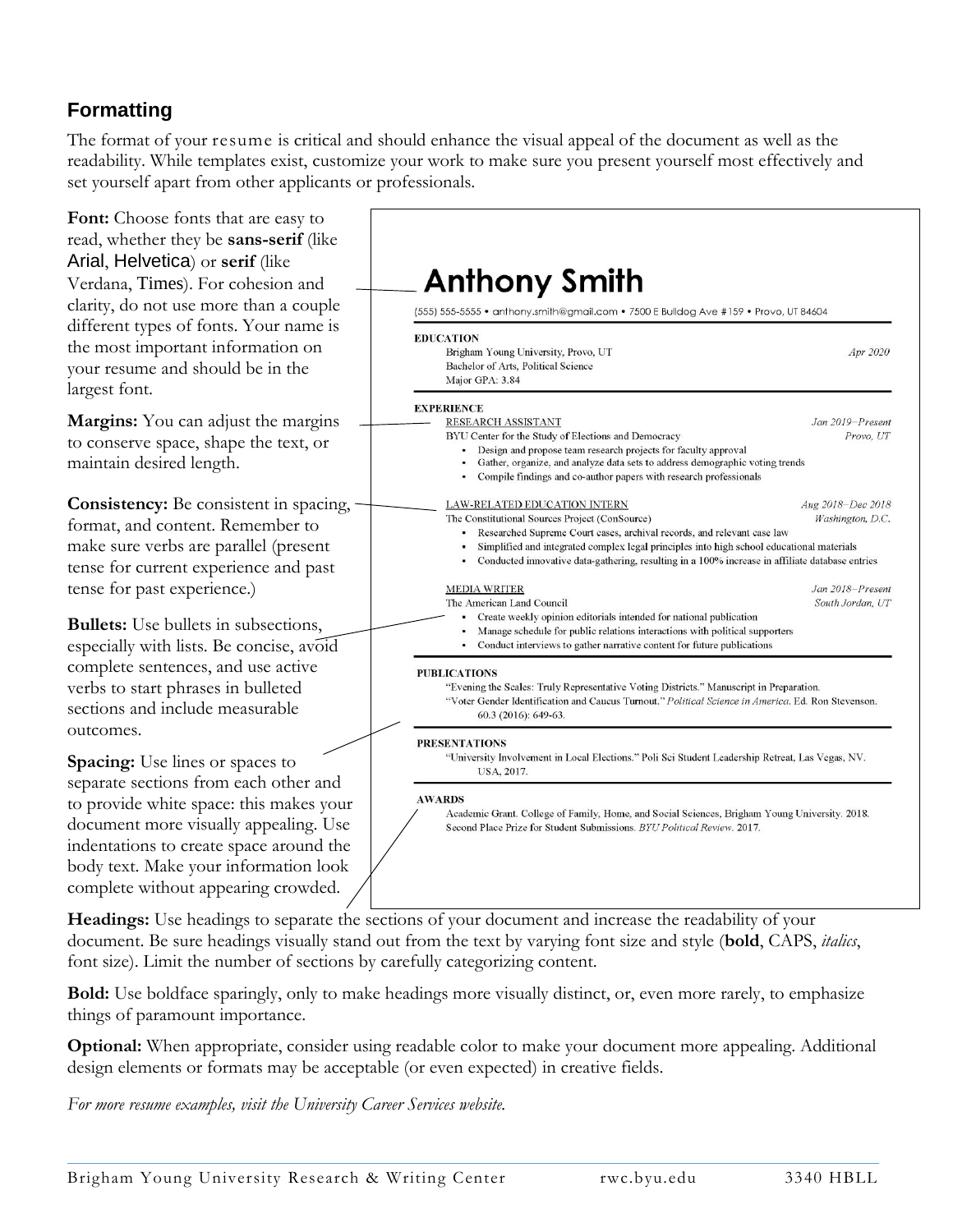## Formatting

The format of your resume is critical and should enhance the visual appeal of the document as well as the readability. While templates exist, customize your work to make sure you present yourself most effectively and set yourself apart from other applicants or professionals.

**Font:** Choose fonts that are easy to read, whether they be **sans-serif** (like Arial, Helvetica) or **serif** (like Verdana, Times). For cohesion and clarity, do not use more than a couple different types of fonts. Your name is the most important information on your resume and should be in the largest font.

**Margins:** You can adjust the margins to conserve space, shape the text, or maintain desired length.

**Consistency:** Be consistent in spacing, format, and content. Remember to make sure verbs are parallel (present tense for current experience and past tense for past experience.)

**Bullets:** Use bullets in subsections, especially with lists. Be concise, avoid complete sentences, and use active verbs to start phrases in bulleted sections and include measurable outcomes.

**Spacing:** Use lines or spaces to separate sections from each other and to provide white space: this makes your document more visually appealing. Use indentations to create space around the body text. Make your information look complete without appearing crowded.

# Anthony Smith

(555) 555-5555 • anthony.smith@gmail.com • 7500 E Bulldog Ave #159 • Provo, UT 84604

**EDUCATION**

Brigham Young University, Provo, UT — *Apr 2020*
Bachelor of Arts, Political Science
Major GPA: 3.84

**EXPERIENCE**

RESEARCH ASSISTANT — *Jan 2019–Present*
BYU Center for the Study of Elections and Democracy — *Provo, UT*
- Design and propose team research projects for faculty approval
- Gather, organize, and analyze data sets to address demographic voting trends
- Compile findings and co-author papers with research professionals

LAW-RELATED EDUCATION INTERN — *Aug 2018–Dec 2018*
The Constitutional Sources Project (ConSource) — *Washington, D.C.*
- Researched Supreme Court cases, archival records, and relevant case law
- Simplified and integrated complex legal principles into high school educational materials
- Conducted innovative data-gathering, resulting in a 100% increase in affiliate database entries

MEDIA WRITER — *Jan 2018–Present*
The American Land Council — *South Jordan, UT*
- Create weekly opinion editorials intended for national publication
- Manage schedule for public relations interactions with political supporters
- Conduct interviews to gather narrative content for future publications

**PUBLICATIONS**

"Evening the Scales: Truly Representative Voting Districts." Manuscript in Preparation.
"Voter Gender Identification and Caucus Turnout." *Political Science in America*. Ed. Ron Stevenson. 60.3 (2016): 649-63.

**PRESENTATIONS**

"University Involvement in Local Elections." Poli Sci Student Leadership Retreat, Las Vegas, NV. USA, 2017.

**AWARDS**

Academic Grant. College of Family, Home, and Social Sciences, Brigham Young University. 2018.
Second Place Prize for Student Submissions. *BYU Political Review*. 2017.

**Headings:** Use headings to separate the sections of your document and increase the readability of your document. Be sure headings visually stand out from the text by varying font size and style (**bold**, CAPS, *italics*, font size). Limit the number of sections by carefully categorizing content.

**Bold:** Use boldface sparingly, only to make headings more visually distinct, or, even more rarely, to emphasize things of paramount importance.

**Optional:** When appropriate, consider using readable color to make your document more appealing. Additional design elements or formats may be acceptable (or even expected) in creative fields.

*For more resume examples, visit the University Career Services website.*